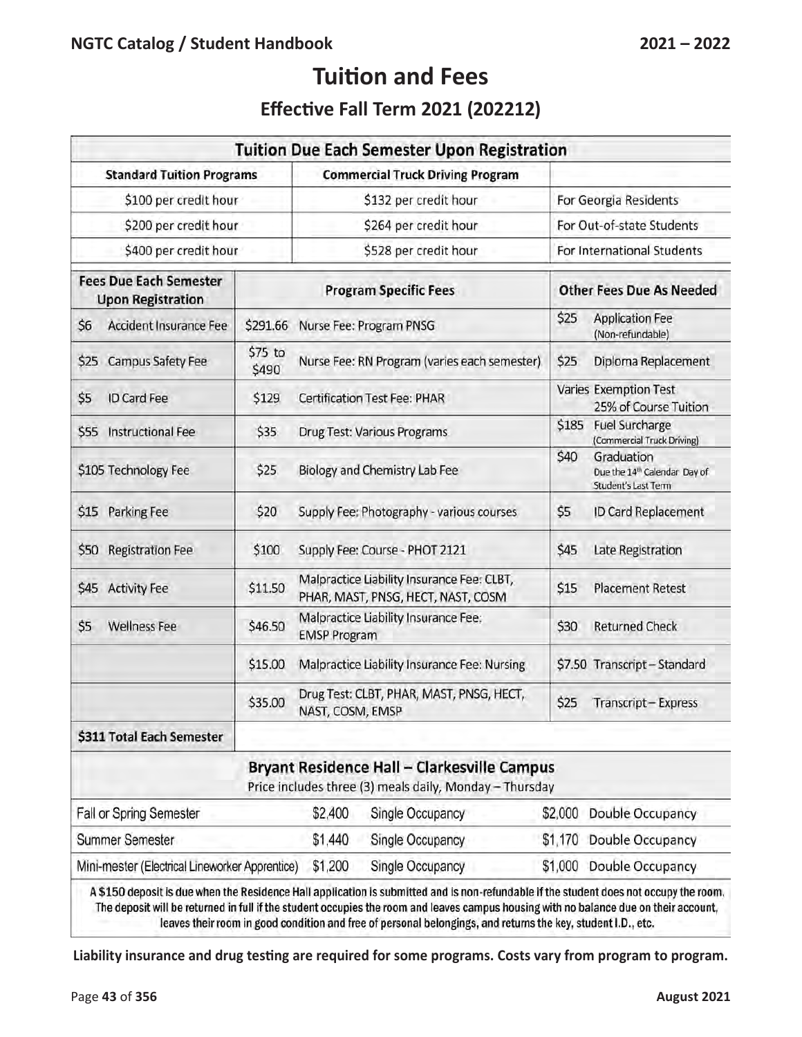# Tuition and Fees

## Effective Fall Term 2021 (202212)

| Tuition Due Each Semester Upon Registration | | |
|---|---|---|
| **Standard Tuition Programs** | **Commercial Truck Driving Program** | |
| $100 per credit hour | $132 per credit hour | For Georgia Residents |
| $200 per credit hour | $264 per credit hour | For Out-of-state Students |
| $400 per credit hour | $528 per credit hour | For International Students |

| Fees Due Each Semester Upon Registration | Program Specific Fees | | Other Fees Due As Needed |
|---|---|---|---|
| $6 Accident Insurance Fee | $291.66 | Nurse Fee: Program PNSG | $25 Application Fee (Non-refundable) |
| $25 Campus Safety Fee | $75 to $490 | Nurse Fee: RN Program (varies each semester) | $25 Diploma Replacement |
| $5 ID Card Fee | $129 | Certification Test Fee: PHAR | Varies Exemption Test 25% of Course Tuition |
| $55 Instructional Fee | $35 | Drug Test: Various Programs | $185 Fuel Surcharge (Commercial Truck Driving) |
| $105 Technology Fee | $25 | Biology and Chemistry Lab Fee | $40 Graduation Due the 14th Calendar Day of Student's Last Term |
| $15 Parking Fee | $20 | Supply Fee: Photography - various courses | $5 ID Card Replacement |
| $50 Registration Fee | $100 | Supply Fee: Course - PHOT 2121 | $45 Late Registration |
| $45 Activity Fee | $11.50 | Malpractice Liability Insurance Fee: CLBT, PHAR, MAST, PNSG, HECT, NAST, COSM | $15 Placement Retest |
| $5 Wellness Fee | $46.50 | Malpractice Liability Insurance Fee: EMSP Program | $30 Returned Check |
| | $15.00 | Malpractice Liability Insurance Fee: Nursing | $7.50 Transcript – Standard |
| | $35.00 | Drug Test: CLBT, PHAR, MAST, PNSG, HECT, NAST, COSM, EMSP | $25 Transcript – Express |
| **$311 Total Each Semester** | | | |

| Bryant Residence Hall – Clarkesville Campus<br>Price includes three (3) meals daily, Monday – Thursday | | | | |
|---|---|---|---|---|
| Fall or Spring Semester | $2,400 | Single Occupancy | $2,000 | Double Occupancy |
| Summer Semester | $1,440 | Single Occupancy | $1,170 | Double Occupancy |
| Mini-mester (Electrical Lineworker Apprentice) | $1,200 | Single Occupancy | $1,000 | Double Occupancy |

A $150 deposit is due when the Residence Hall application is submitted and is non-refundable if the student does not occupy the room. The deposit will be returned in full if the student occupies the room and leaves campus housing with no balance due on their account, leaves their room in good condition and free of personal belongings, and returns the key, student I.D., etc.

**Liability insurance and drug testing are required for some programs. Costs vary from program to program.**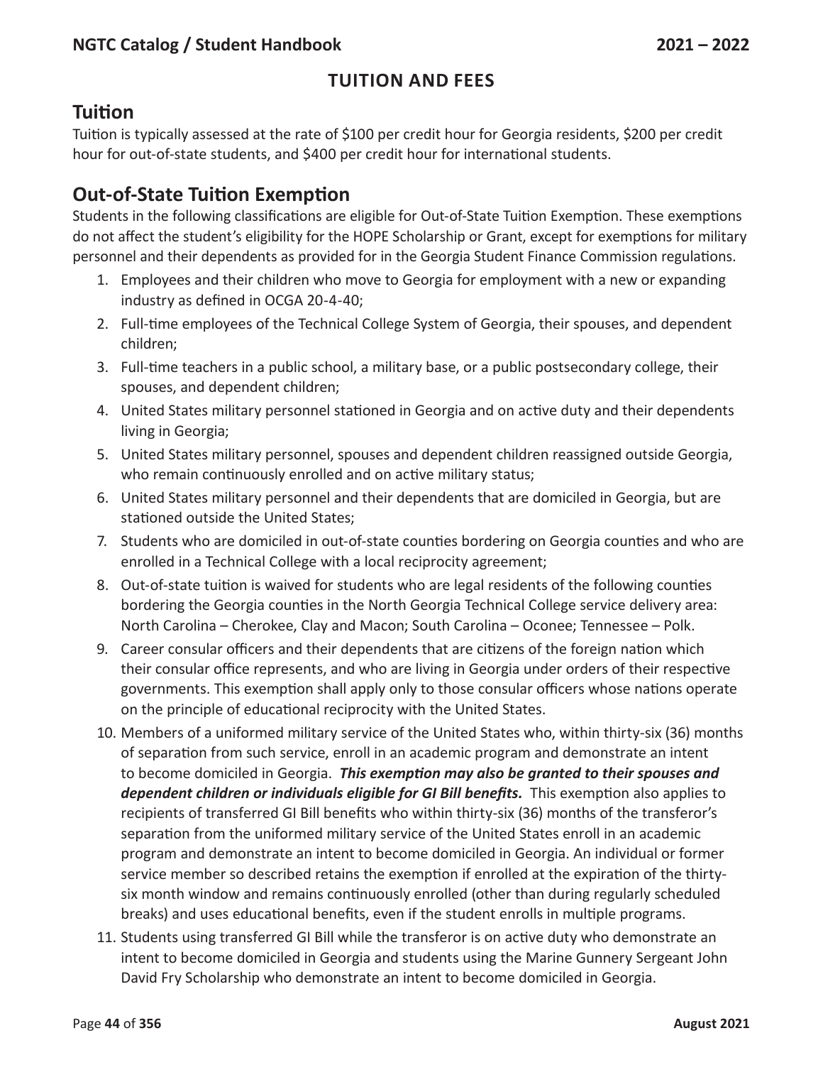## TUITION AND FEES

### Tuition

Tuition is typically assessed at the rate of $100 per credit hour for Georgia residents, $200 per credit hour for out-of-state students, and $400 per credit hour for international students.

### Out-of-State Tuition Exemption

Students in the following classifications are eligible for Out-of-State Tuition Exemption. These exemptions do not affect the student's eligibility for the HOPE Scholarship or Grant, except for exemptions for military personnel and their dependents as provided for in the Georgia Student Finance Commission regulations.

1. Employees and their children who move to Georgia for employment with a new or expanding industry as defined in OCGA 20-4-40;
2. Full-time employees of the Technical College System of Georgia, their spouses, and dependent children;
3. Full-time teachers in a public school, a military base, or a public postsecondary college, their spouses, and dependent children;
4. United States military personnel stationed in Georgia and on active duty and their dependents living in Georgia;
5. United States military personnel, spouses and dependent children reassigned outside Georgia, who remain continuously enrolled and on active military status;
6. United States military personnel and their dependents that are domiciled in Georgia, but are stationed outside the United States;
7. Students who are domiciled in out-of-state counties bordering on Georgia counties and who are enrolled in a Technical College with a local reciprocity agreement;
8. Out-of-state tuition is waived for students who are legal residents of the following counties bordering the Georgia counties in the North Georgia Technical College service delivery area: North Carolina – Cherokee, Clay and Macon; South Carolina – Oconee; Tennessee – Polk.
9. Career consular officers and their dependents that are citizens of the foreign nation which their consular office represents, and who are living in Georgia under orders of their respective governments. This exemption shall apply only to those consular officers whose nations operate on the principle of educational reciprocity with the United States.
10. Members of a uniformed military service of the United States who, within thirty-six (36) months of separation from such service, enroll in an academic program and demonstrate an intent to become domiciled in Georgia. ***This exemption may also be granted to their spouses and dependent children or individuals eligible for GI Bill benefits.*** This exemption also applies to recipients of transferred GI Bill benefits who within thirty-six (36) months of the transferor's separation from the uniformed military service of the United States enroll in an academic program and demonstrate an intent to become domiciled in Georgia. An individual or former service member so described retains the exemption if enrolled at the expiration of the thirty-six month window and remains continuously enrolled (other than during regularly scheduled breaks) and uses educational benefits, even if the student enrolls in multiple programs.
11. Students using transferred GI Bill while the transferor is on active duty who demonstrate an intent to become domiciled in Georgia and students using the Marine Gunnery Sergeant John David Fry Scholarship who demonstrate an intent to become domiciled in Georgia.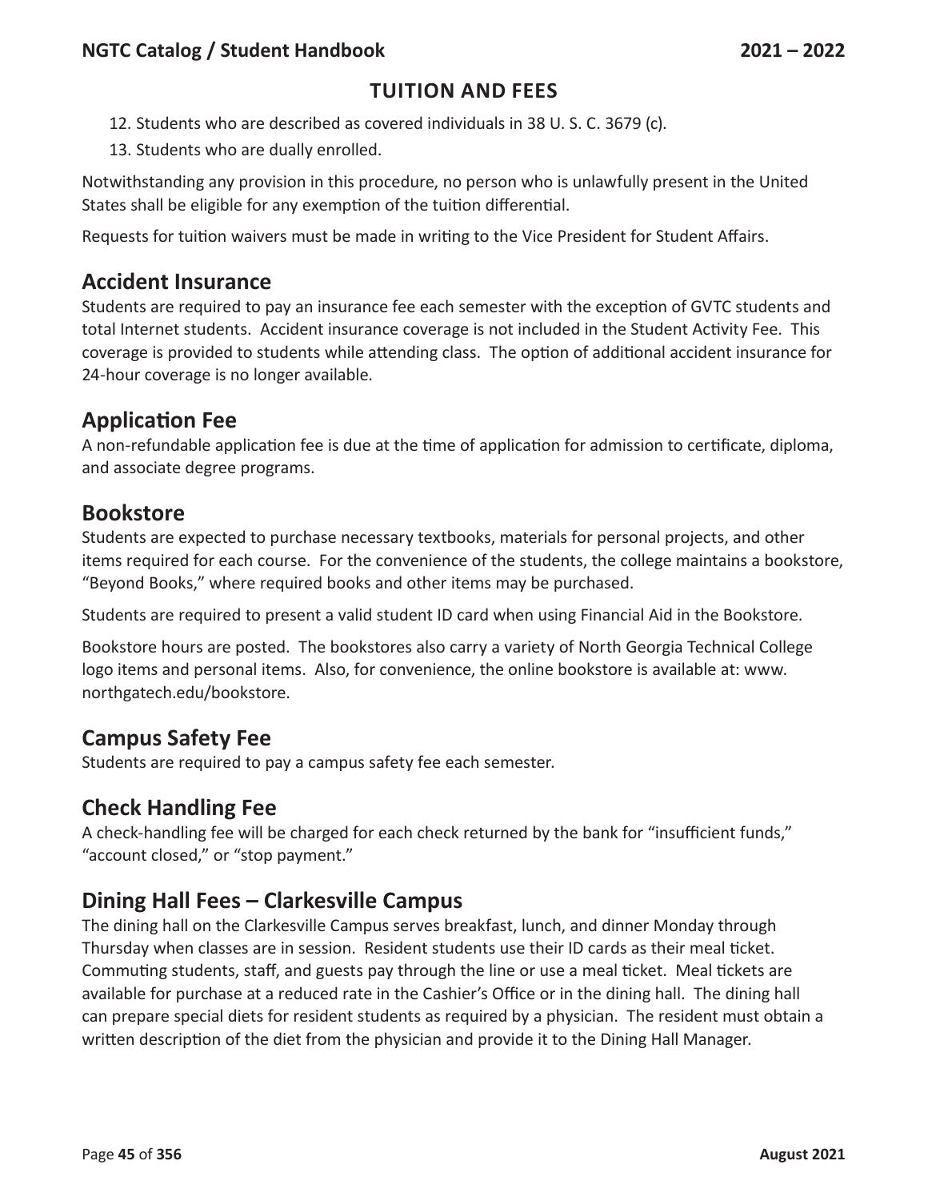## TUITION AND FEES

12. Students who are described as covered individuals in 38 U. S. C. 3679 (c).
13. Students who are dually enrolled.

Notwithstanding any provision in this procedure, no person who is unlawfully present in the United States shall be eligible for any exemption of the tuition differential.

Requests for tuition waivers must be made in writing to the Vice President for Student Affairs.

## Accident Insurance

Students are required to pay an insurance fee each semester with the exception of GVTC students and total Internet students. Accident insurance coverage is not included in the Student Activity Fee. This coverage is provided to students while attending class. The option of additional accident insurance for 24-hour coverage is no longer available.

## Application Fee

A non-refundable application fee is due at the time of application for admission to certificate, diploma, and associate degree programs.

## Bookstore

Students are expected to purchase necessary textbooks, materials for personal projects, and other items required for each course. For the convenience of the students, the college maintains a bookstore, "Beyond Books," where required books and other items may be purchased.

Students are required to present a valid student ID card when using Financial Aid in the Bookstore.

Bookstore hours are posted. The bookstores also carry a variety of North Georgia Technical College logo items and personal items. Also, for convenience, the online bookstore is available at: www.northgatech.edu/bookstore.

## Campus Safety Fee

Students are required to pay a campus safety fee each semester.

## Check Handling Fee

A check-handling fee will be charged for each check returned by the bank for "insufficient funds," "account closed," or "stop payment."

## Dining Hall Fees – Clarkesville Campus

The dining hall on the Clarkesville Campus serves breakfast, lunch, and dinner Monday through Thursday when classes are in session. Resident students use their ID cards as their meal ticket. Commuting students, staff, and guests pay through the line or use a meal ticket. Meal tickets are available for purchase at a reduced rate in the Cashier's Office or in the dining hall. The dining hall can prepare special diets for resident students as required by a physician. The resident must obtain a written description of the diet from the physician and provide it to the Dining Hall Manager.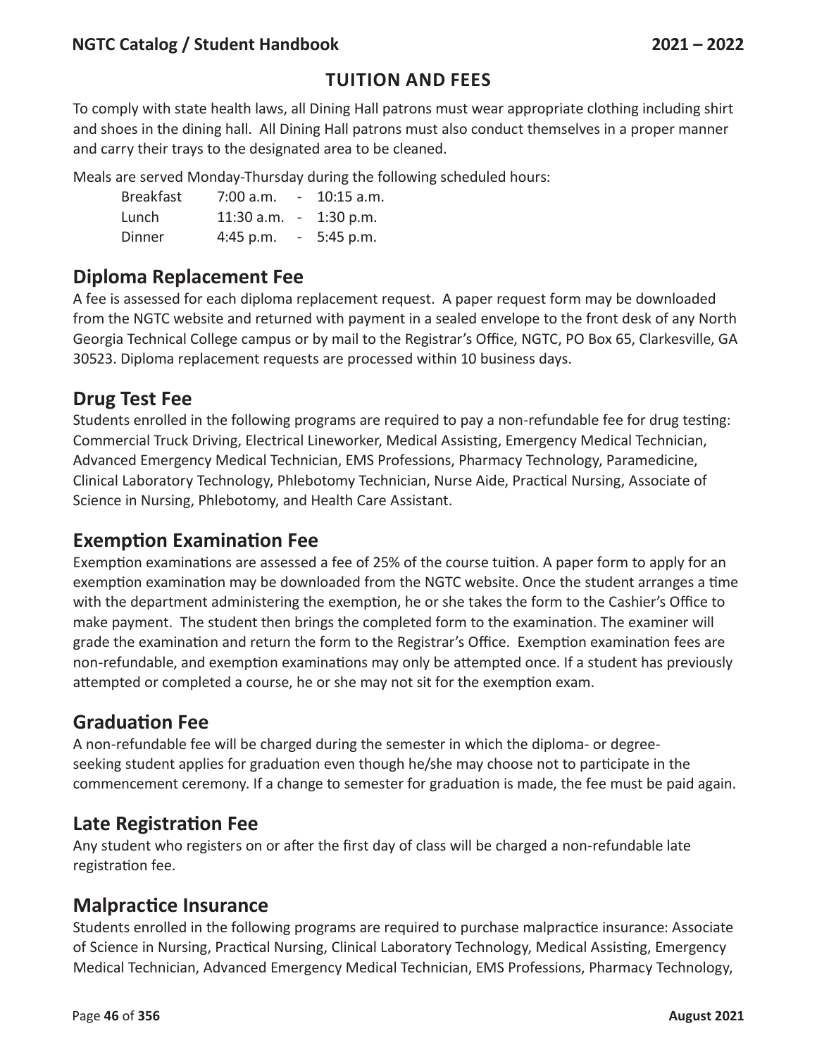## TUITION AND FEES

To comply with state health laws, all Dining Hall patrons must wear appropriate clothing including shirt and shoes in the dining hall. All Dining Hall patrons must also conduct themselves in a proper manner and carry their trays to the designated area to be cleaned.

Meals are served Monday-Thursday during the following scheduled hours:

| | | | |
|---|---|---|---|
| Breakfast | 7:00 a.m. | - | 10:15 a.m. |
| Lunch | 11:30 a.m. | - | 1:30 p.m. |
| Dinner | 4:45 p.m. | - | 5:45 p.m. |

### Diploma Replacement Fee

A fee is assessed for each diploma replacement request. A paper request form may be downloaded from the NGTC website and returned with payment in a sealed envelope to the front desk of any North Georgia Technical College campus or by mail to the Registrar's Office, NGTC, PO Box 65, Clarkesville, GA 30523. Diploma replacement requests are processed within 10 business days.

### Drug Test Fee

Students enrolled in the following programs are required to pay a non-refundable fee for drug testing: Commercial Truck Driving, Electrical Lineworker, Medical Assisting, Emergency Medical Technician, Advanced Emergency Medical Technician, EMS Professions, Pharmacy Technology, Paramedicine, Clinical Laboratory Technology, Phlebotomy Technician, Nurse Aide, Practical Nursing, Associate of Science in Nursing, Phlebotomy, and Health Care Assistant.

### Exemption Examination Fee

Exemption examinations are assessed a fee of 25% of the course tuition. A paper form to apply for an exemption examination may be downloaded from the NGTC website. Once the student arranges a time with the department administering the exemption, he or she takes the form to the Cashier's Office to make payment. The student then brings the completed form to the examination. The examiner will grade the examination and return the form to the Registrar's Office. Exemption examination fees are non-refundable, and exemption examinations may only be attempted once. If a student has previously attempted or completed a course, he or she may not sit for the exemption exam.

### Graduation Fee

A non-refundable fee will be charged during the semester in which the diploma- or degree-seeking student applies for graduation even though he/she may choose not to participate in the commencement ceremony. If a change to semester for graduation is made, the fee must be paid again.

### Late Registration Fee

Any student who registers on or after the first day of class will be charged a non-refundable late registration fee.

### Malpractice Insurance

Students enrolled in the following programs are required to purchase malpractice insurance: Associate of Science in Nursing, Practical Nursing, Clinical Laboratory Technology, Medical Assisting, Emergency Medical Technician, Advanced Emergency Medical Technician, EMS Professions, Pharmacy Technology,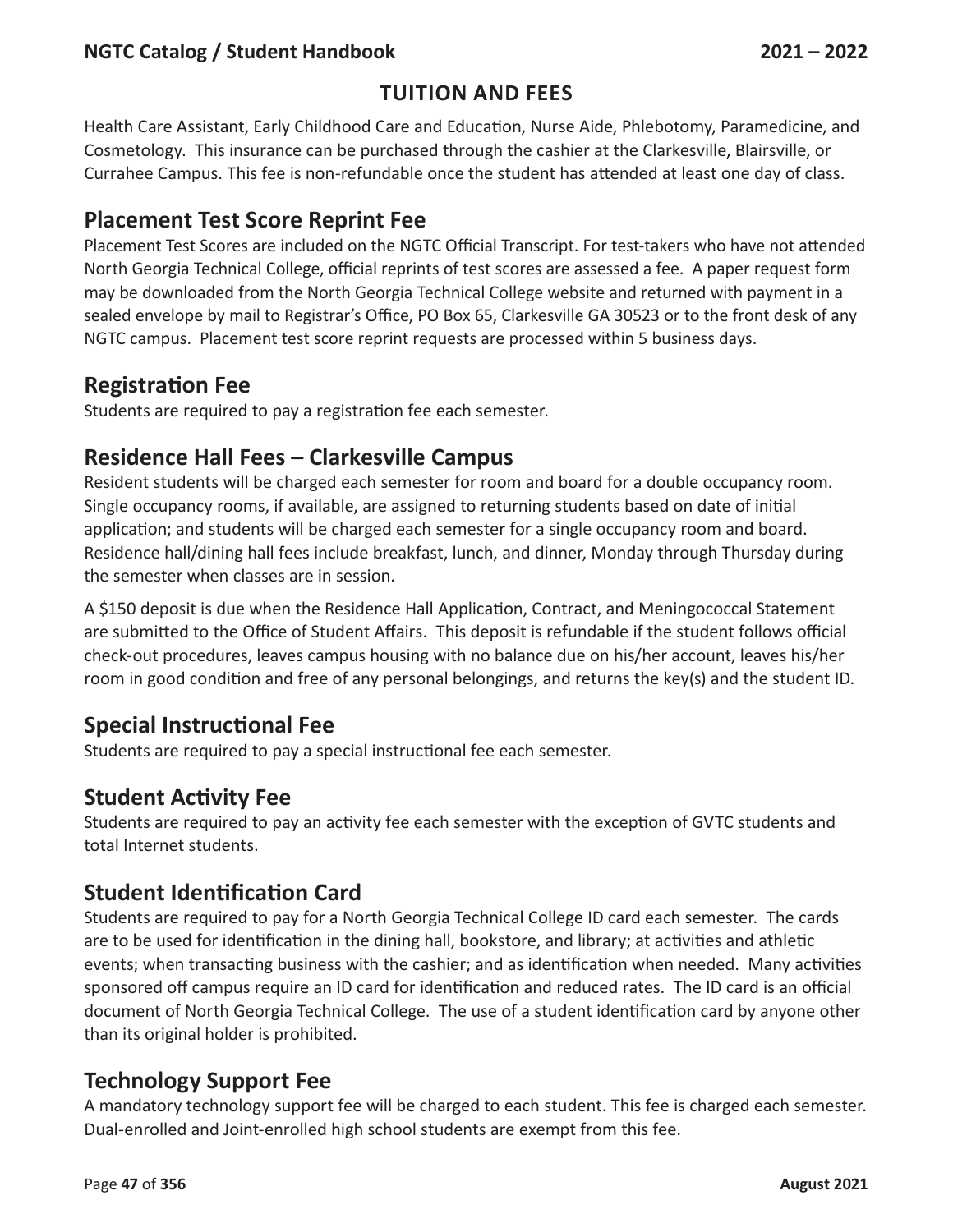# TUITION AND FEES

Health Care Assistant, Early Childhood Care and Education, Nurse Aide, Phlebotomy, Paramedicine, and Cosmetology. This insurance can be purchased through the cashier at the Clarkesville, Blairsville, or Currahee Campus. This fee is non-refundable once the student has attended at least one day of class.

## Placement Test Score Reprint Fee

Placement Test Scores are included on the NGTC Official Transcript. For test-takers who have not attended North Georgia Technical College, official reprints of test scores are assessed a fee. A paper request form may be downloaded from the North Georgia Technical College website and returned with payment in a sealed envelope by mail to Registrar's Office, PO Box 65, Clarkesville GA 30523 or to the front desk of any NGTC campus. Placement test score reprint requests are processed within 5 business days.

## Registration Fee

Students are required to pay a registration fee each semester.

## Residence Hall Fees – Clarkesville Campus

Resident students will be charged each semester for room and board for a double occupancy room. Single occupancy rooms, if available, are assigned to returning students based on date of initial application; and students will be charged each semester for a single occupancy room and board. Residence hall/dining hall fees include breakfast, lunch, and dinner, Monday through Thursday during the semester when classes are in session.

A $150 deposit is due when the Residence Hall Application, Contract, and Meningococcal Statement are submitted to the Office of Student Affairs. This deposit is refundable if the student follows official check-out procedures, leaves campus housing with no balance due on his/her account, leaves his/her room in good condition and free of any personal belongings, and returns the key(s) and the student ID.

## Special Instructional Fee

Students are required to pay a special instructional fee each semester.

## Student Activity Fee

Students are required to pay an activity fee each semester with the exception of GVTC students and total Internet students.

## Student Identification Card

Students are required to pay for a North Georgia Technical College ID card each semester. The cards are to be used for identification in the dining hall, bookstore, and library; at activities and athletic events; when transacting business with the cashier; and as identification when needed. Many activities sponsored off campus require an ID card for identification and reduced rates. The ID card is an official document of North Georgia Technical College. The use of a student identification card by anyone other than its original holder is prohibited.

## Technology Support Fee

A mandatory technology support fee will be charged to each student. This fee is charged each semester. Dual-enrolled and Joint-enrolled high school students are exempt from this fee.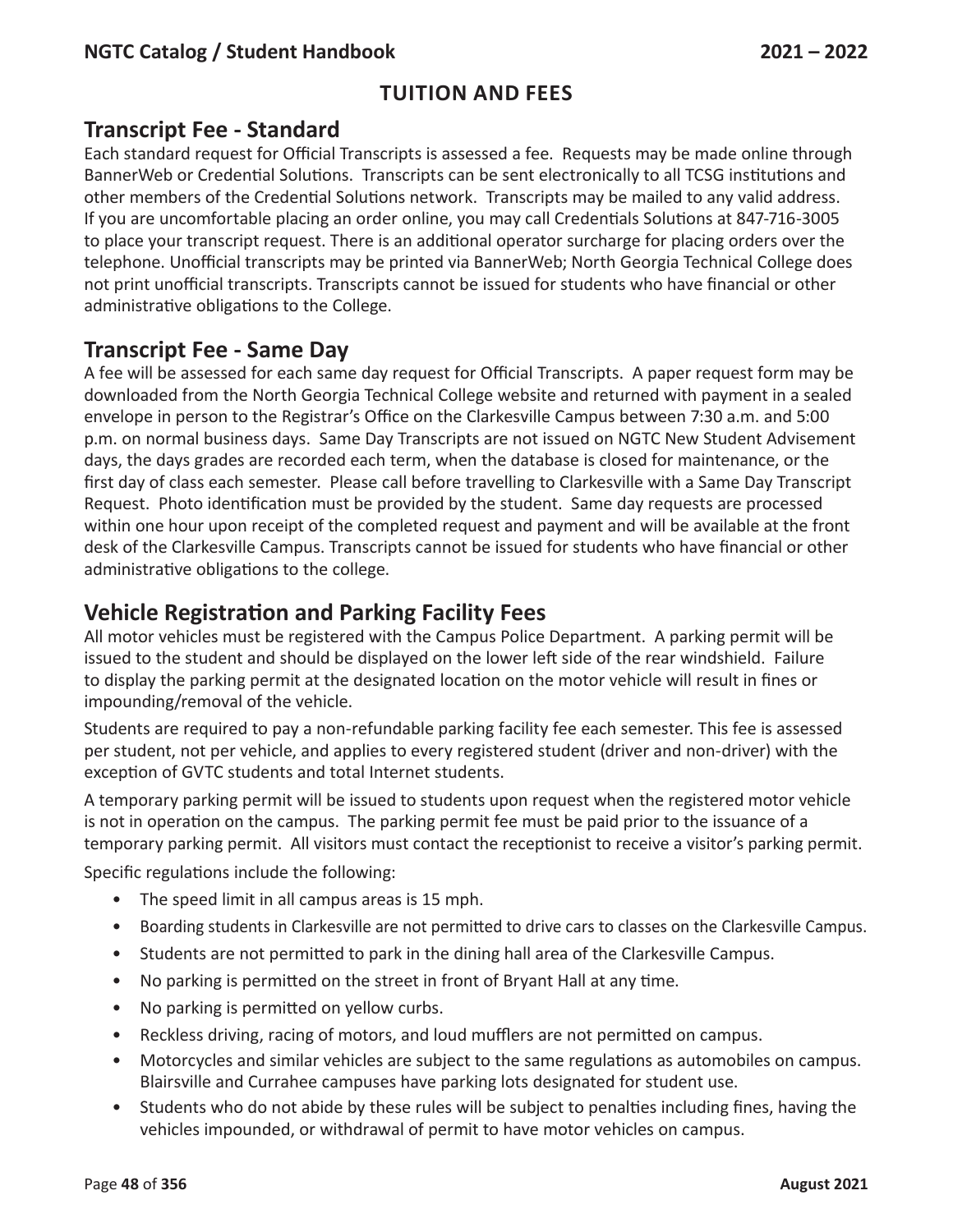# TUITION AND FEES

## Transcript Fee - Standard

Each standard request for Official Transcripts is assessed a fee. Requests may be made online through BannerWeb or Credential Solutions. Transcripts can be sent electronically to all TCSG institutions and other members of the Credential Solutions network. Transcripts may be mailed to any valid address. If you are uncomfortable placing an order online, you may call Credentials Solutions at 847-716-3005 to place your transcript request. There is an additional operator surcharge for placing orders over the telephone. Unofficial transcripts may be printed via BannerWeb; North Georgia Technical College does not print unofficial transcripts. Transcripts cannot be issued for students who have financial or other administrative obligations to the College.

## Transcript Fee - Same Day

A fee will be assessed for each same day request for Official Transcripts. A paper request form may be downloaded from the North Georgia Technical College website and returned with payment in a sealed envelope in person to the Registrar's Office on the Clarkesville Campus between 7:30 a.m. and 5:00 p.m. on normal business days. Same Day Transcripts are not issued on NGTC New Student Advisement days, the days grades are recorded each term, when the database is closed for maintenance, or the first day of class each semester. Please call before travelling to Clarkesville with a Same Day Transcript Request. Photo identification must be provided by the student. Same day requests are processed within one hour upon receipt of the completed request and payment and will be available at the front desk of the Clarkesville Campus. Transcripts cannot be issued for students who have financial or other administrative obligations to the college.

## Vehicle Registration and Parking Facility Fees

All motor vehicles must be registered with the Campus Police Department. A parking permit will be issued to the student and should be displayed on the lower left side of the rear windshield. Failure to display the parking permit at the designated location on the motor vehicle will result in fines or impounding/removal of the vehicle.

Students are required to pay a non-refundable parking facility fee each semester. This fee is assessed per student, not per vehicle, and applies to every registered student (driver and non-driver) with the exception of GVTC students and total Internet students.

A temporary parking permit will be issued to students upon request when the registered motor vehicle is not in operation on the campus. The parking permit fee must be paid prior to the issuance of a temporary parking permit. All visitors must contact the receptionist to receive a visitor's parking permit.

Specific regulations include the following:

- The speed limit in all campus areas is 15 mph.
- Boarding students in Clarkesville are not permitted to drive cars to classes on the Clarkesville Campus.
- Students are not permitted to park in the dining hall area of the Clarkesville Campus.
- No parking is permitted on the street in front of Bryant Hall at any time.
- No parking is permitted on yellow curbs.
- Reckless driving, racing of motors, and loud mufflers are not permitted on campus.
- Motorcycles and similar vehicles are subject to the same regulations as automobiles on campus. Blairsville and Currahee campuses have parking lots designated for student use.
- Students who do not abide by these rules will be subject to penalties including fines, having the vehicles impounded, or withdrawal of permit to have motor vehicles on campus.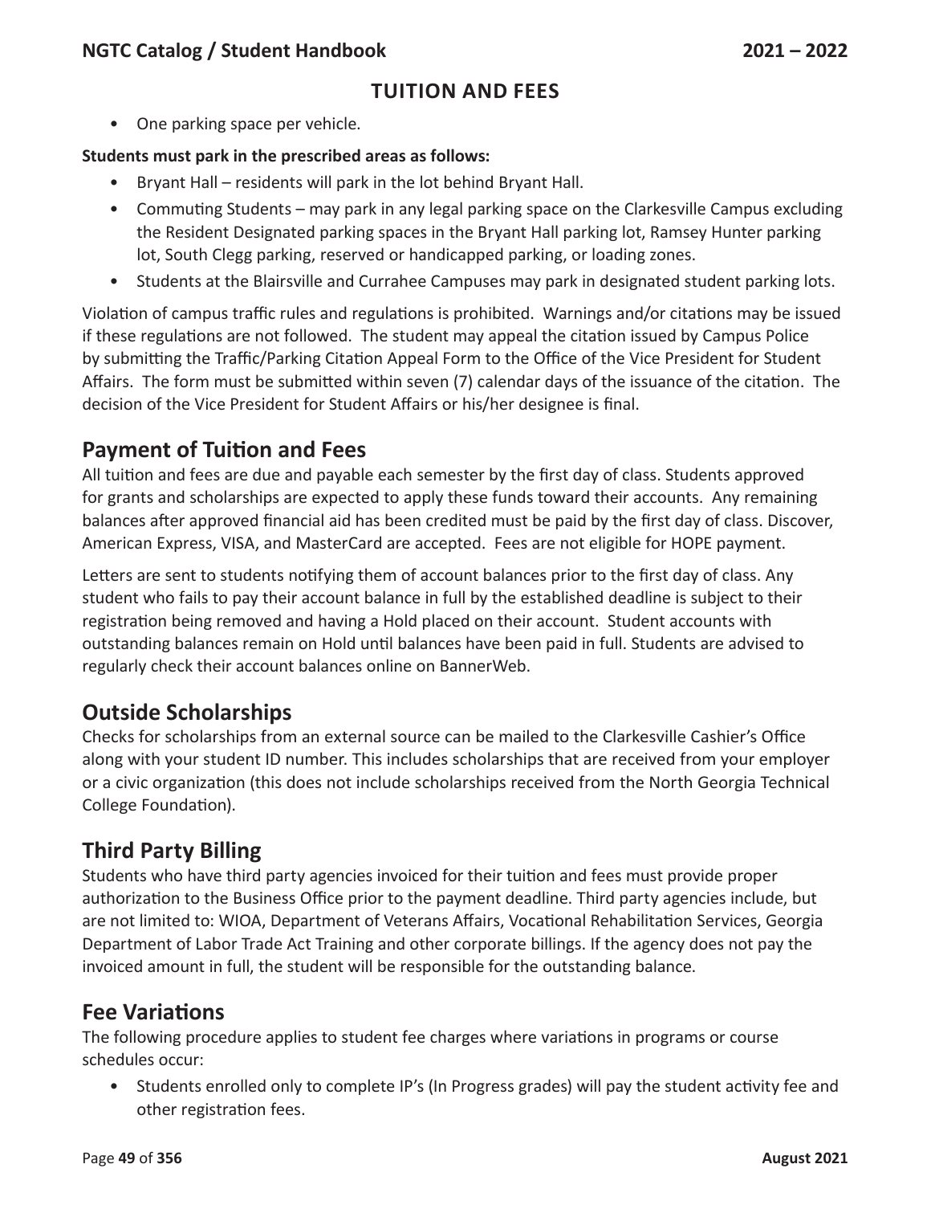- One parking space per vehicle.

**Students must park in the prescribed areas as follows:**

- Bryant Hall – residents will park in the lot behind Bryant Hall.
- Commuting Students – may park in any legal parking space on the Clarkesville Campus excluding the Resident Designated parking spaces in the Bryant Hall parking lot, Ramsey Hunter parking lot, South Clegg parking, reserved or handicapped parking, or loading zones.
- Students at the Blairsville and Currahee Campuses may park in designated student parking lots.

Violation of campus traffic rules and regulations is prohibited. Warnings and/or citations may be issued if these regulations are not followed. The student may appeal the citation issued by Campus Police by submitting the Traffic/Parking Citation Appeal Form to the Office of the Vice President for Student Affairs. The form must be submitted within seven (7) calendar days of the issuance of the citation. The decision of the Vice President for Student Affairs or his/her designee is final.

## Payment of Tuition and Fees

All tuition and fees are due and payable each semester by the first day of class. Students approved for grants and scholarships are expected to apply these funds toward their accounts. Any remaining balances after approved financial aid has been credited must be paid by the first day of class. Discover, American Express, VISA, and MasterCard are accepted. Fees are not eligible for HOPE payment.

Letters are sent to students notifying them of account balances prior to the first day of class. Any student who fails to pay their account balance in full by the established deadline is subject to their registration being removed and having a Hold placed on their account. Student accounts with outstanding balances remain on Hold until balances have been paid in full. Students are advised to regularly check their account balances online on BannerWeb.

## Outside Scholarships

Checks for scholarships from an external source can be mailed to the Clarkesville Cashier's Office along with your student ID number. This includes scholarships that are received from your employer or a civic organization (this does not include scholarships received from the North Georgia Technical College Foundation).

## Third Party Billing

Students who have third party agencies invoiced for their tuition and fees must provide proper authorization to the Business Office prior to the payment deadline. Third party agencies include, but are not limited to: WIOA, Department of Veterans Affairs, Vocational Rehabilitation Services, Georgia Department of Labor Trade Act Training and other corporate billings. If the agency does not pay the invoiced amount in full, the student will be responsible for the outstanding balance.

## Fee Variations

The following procedure applies to student fee charges where variations in programs or course schedules occur:

- Students enrolled only to complete IP's (In Progress grades) will pay the student activity fee and other registration fees.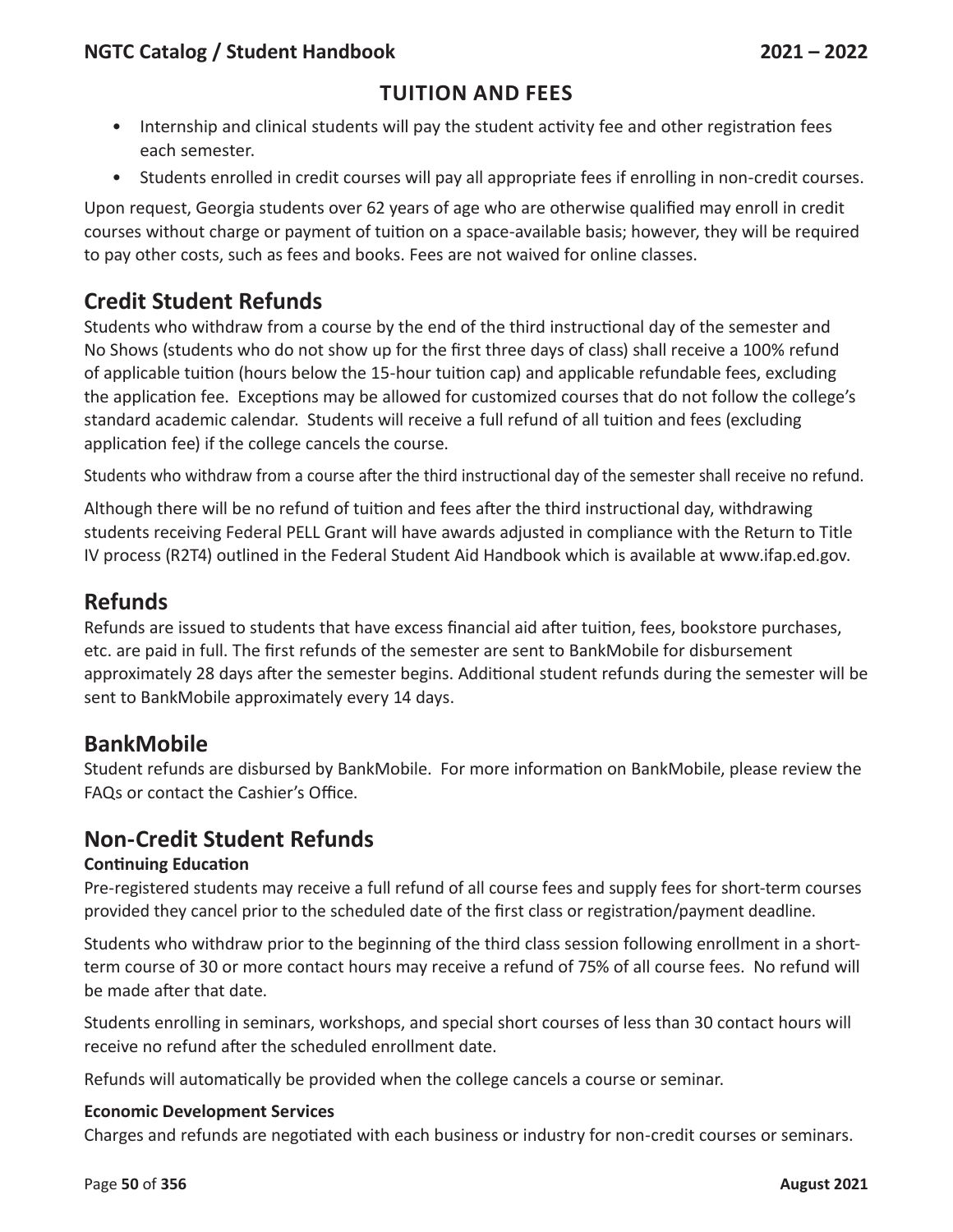## TUITION AND FEES

- Internship and clinical students will pay the student activity fee and other registration fees each semester.
- Students enrolled in credit courses will pay all appropriate fees if enrolling in non-credit courses.

Upon request, Georgia students over 62 years of age who are otherwise qualified may enroll in credit courses without charge or payment of tuition on a space-available basis; however, they will be required to pay other costs, such as fees and books. Fees are not waived for online classes.

## Credit Student Refunds

Students who withdraw from a course by the end of the third instructional day of the semester and No Shows (students who do not show up for the first three days of class) shall receive a 100% refund of applicable tuition (hours below the 15-hour tuition cap) and applicable refundable fees, excluding the application fee. Exceptions may be allowed for customized courses that do not follow the college's standard academic calendar. Students will receive a full refund of all tuition and fees (excluding application fee) if the college cancels the course.

Students who withdraw from a course after the third instructional day of the semester shall receive no refund.

Although there will be no refund of tuition and fees after the third instructional day, withdrawing students receiving Federal PELL Grant will have awards adjusted in compliance with the Return to Title IV process (R2T4) outlined in the Federal Student Aid Handbook which is available at www.ifap.ed.gov.

## Refunds

Refunds are issued to students that have excess financial aid after tuition, fees, bookstore purchases, etc. are paid in full. The first refunds of the semester are sent to BankMobile for disbursement approximately 28 days after the semester begins. Additional student refunds during the semester will be sent to BankMobile approximately every 14 days.

## BankMobile

Student refunds are disbursed by BankMobile. For more information on BankMobile, please review the FAQs or contact the Cashier's Office.

## Non-Credit Student Refunds

**Continuing Education**

Pre-registered students may receive a full refund of all course fees and supply fees for short-term courses provided they cancel prior to the scheduled date of the first class or registration/payment deadline.

Students who withdraw prior to the beginning of the third class session following enrollment in a short-term course of 30 or more contact hours may receive a refund of 75% of all course fees. No refund will be made after that date.

Students enrolling in seminars, workshops, and special short courses of less than 30 contact hours will receive no refund after the scheduled enrollment date.

Refunds will automatically be provided when the college cancels a course or seminar.

**Economic Development Services**

Charges and refunds are negotiated with each business or industry for non-credit courses or seminars.